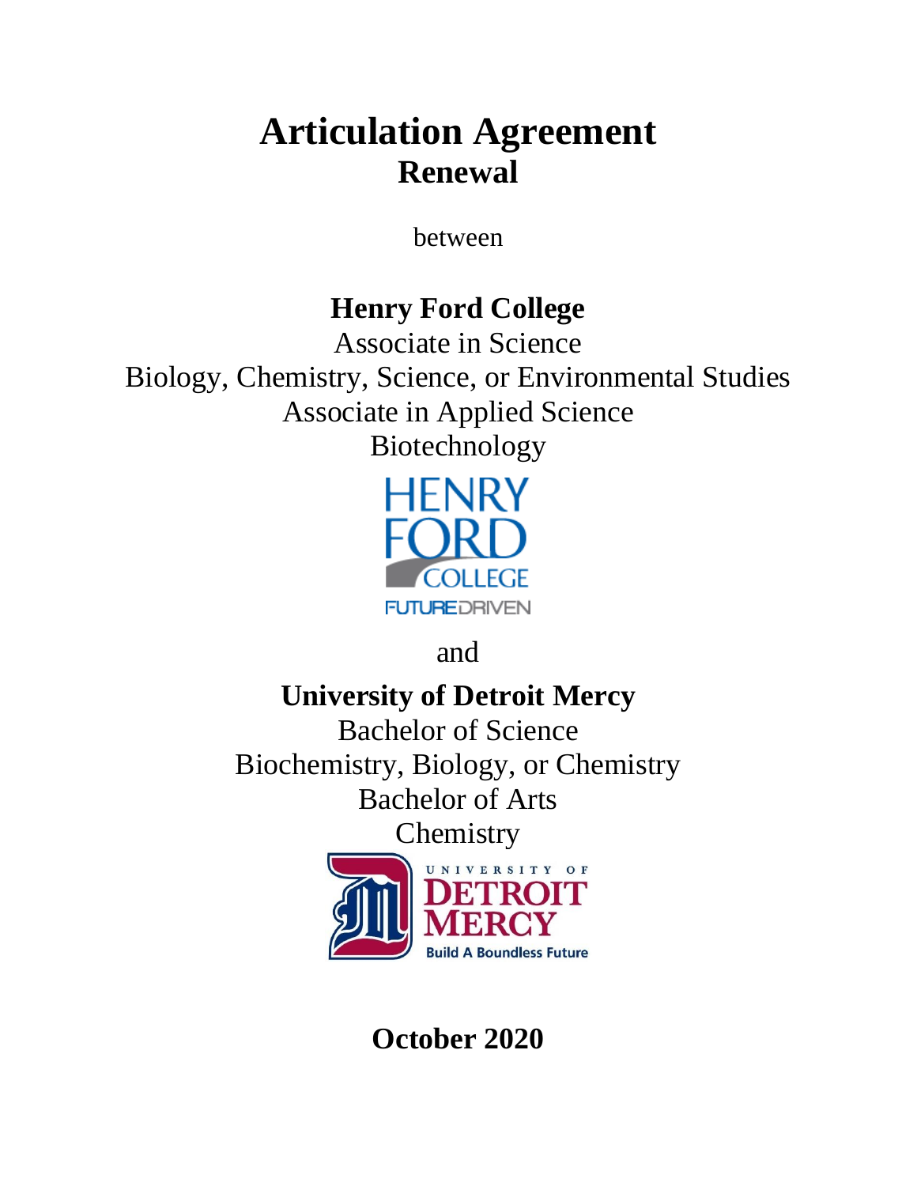# Articulation Agreement
## Renewal

between

**Henry Ford College**

Associate in Science

Biology, Chemistry, Science, or Environmental Studies

Associate in Applied Science

Biotechnology

HENRY FORD COLLEGE

FUTUREDRIVEN

and

**University of Detroit Mercy**

Bachelor of Science

Biochemistry, Biology, or Chemistry

Bachelor of Arts

Chemistry

UNIVERSITY OF DETROIT MERCY

Build A Boundless Future

**October 2020**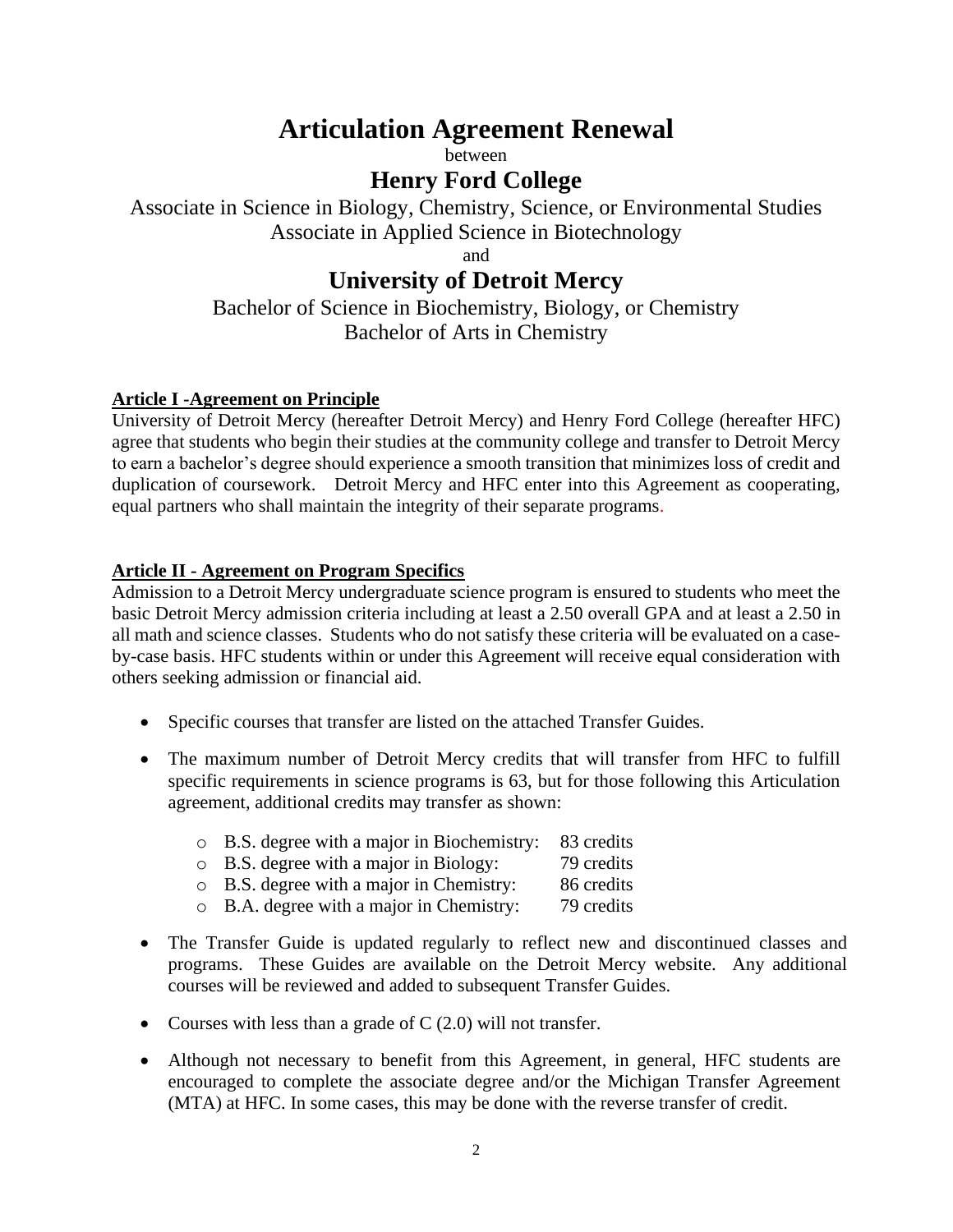# Articulation Agreement Renewal

between

## Henry Ford College

Associate in Science in Biology, Chemistry, Science, or Environmental Studies
Associate in Applied Science in Biotechnology

and

## University of Detroit Mercy

Bachelor of Science in Biochemistry, Biology, or Chemistry
Bachelor of Arts in Chemistry

**Article I -Agreement on Principle**

University of Detroit Mercy (hereafter Detroit Mercy) and Henry Ford College (hereafter HFC) agree that students who begin their studies at the community college and transfer to Detroit Mercy to earn a bachelor's degree should experience a smooth transition that minimizes loss of credit and duplication of coursework. Detroit Mercy and HFC enter into this Agreement as cooperating, equal partners who shall maintain the integrity of their separate programs.

**Article II - Agreement on Program Specifics**

Admission to a Detroit Mercy undergraduate science program is ensured to students who meet the basic Detroit Mercy admission criteria including at least a 2.50 overall GPA and at least a 2.50 in all math and science classes. Students who do not satisfy these criteria will be evaluated on a case-by-case basis. HFC students within or under this Agreement will receive equal consideration with others seeking admission or financial aid.

- Specific courses that transfer are listed on the attached Transfer Guides.
- The maximum number of Detroit Mercy credits that will transfer from HFC to fulfill specific requirements in science programs is 63, but for those following this Articulation agreement, additional credits may transfer as shown:
  - B.S. degree with a major in Biochemistry: 83 credits
  - B.S. degree with a major in Biology: 79 credits
  - B.S. degree with a major in Chemistry: 86 credits
  - B.A. degree with a major in Chemistry: 79 credits
- The Transfer Guide is updated regularly to reflect new and discontinued classes and programs. These Guides are available on the Detroit Mercy website. Any additional courses will be reviewed and added to subsequent Transfer Guides.
- Courses with less than a grade of C (2.0) will not transfer.
- Although not necessary to benefit from this Agreement, in general, HFC students are encouraged to complete the associate degree and/or the Michigan Transfer Agreement (MTA) at HFC. In some cases, this may be done with the reverse transfer of credit.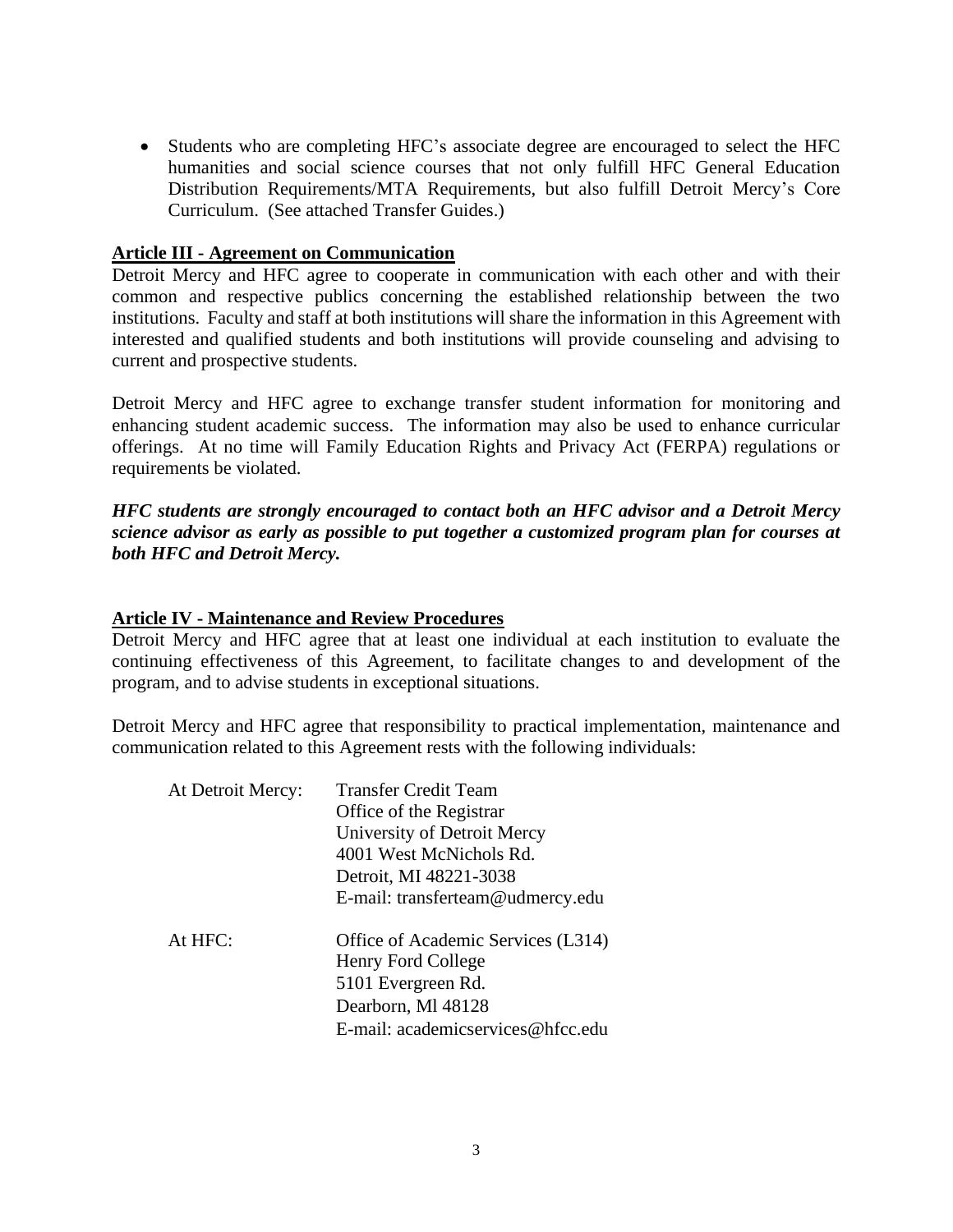- Students who are completing HFC's associate degree are encouraged to select the HFC humanities and social science courses that not only fulfill HFC General Education Distribution Requirements/MTA Requirements, but also fulfill Detroit Mercy's Core Curriculum. (See attached Transfer Guides.)

**Article III - Agreement on Communication**

Detroit Mercy and HFC agree to cooperate in communication with each other and with their common and respective publics concerning the established relationship between the two institutions. Faculty and staff at both institutions will share the information in this Agreement with interested and qualified students and both institutions will provide counseling and advising to current and prospective students.

Detroit Mercy and HFC agree to exchange transfer student information for monitoring and enhancing student academic success. The information may also be used to enhance curricular offerings. At no time will Family Education Rights and Privacy Act (FERPA) regulations or requirements be violated.

***HFC students are strongly encouraged to contact both an HFC advisor and a Detroit Mercy science advisor as early as possible to put together a customized program plan for courses at both HFC and Detroit Mercy.***

**Article IV - Maintenance and Review Procedures**

Detroit Mercy and HFC agree that at least one individual at each institution to evaluate the continuing effectiveness of this Agreement, to facilitate changes to and development of the program, and to advise students in exceptional situations.

Detroit Mercy and HFC agree that responsibility to practical implementation, maintenance and communication related to this Agreement rests with the following individuals:

At Detroit Mercy:
Transfer Credit Team
Office of the Registrar
University of Detroit Mercy
4001 West McNichols Rd.
Detroit, MI 48221-3038
E-mail: transferteam@udmercy.edu

At HFC:
Office of Academic Services (L314)
Henry Ford College
5101 Evergreen Rd.
Dearborn, Ml 48128
E-mail: academicservices@hfcc.edu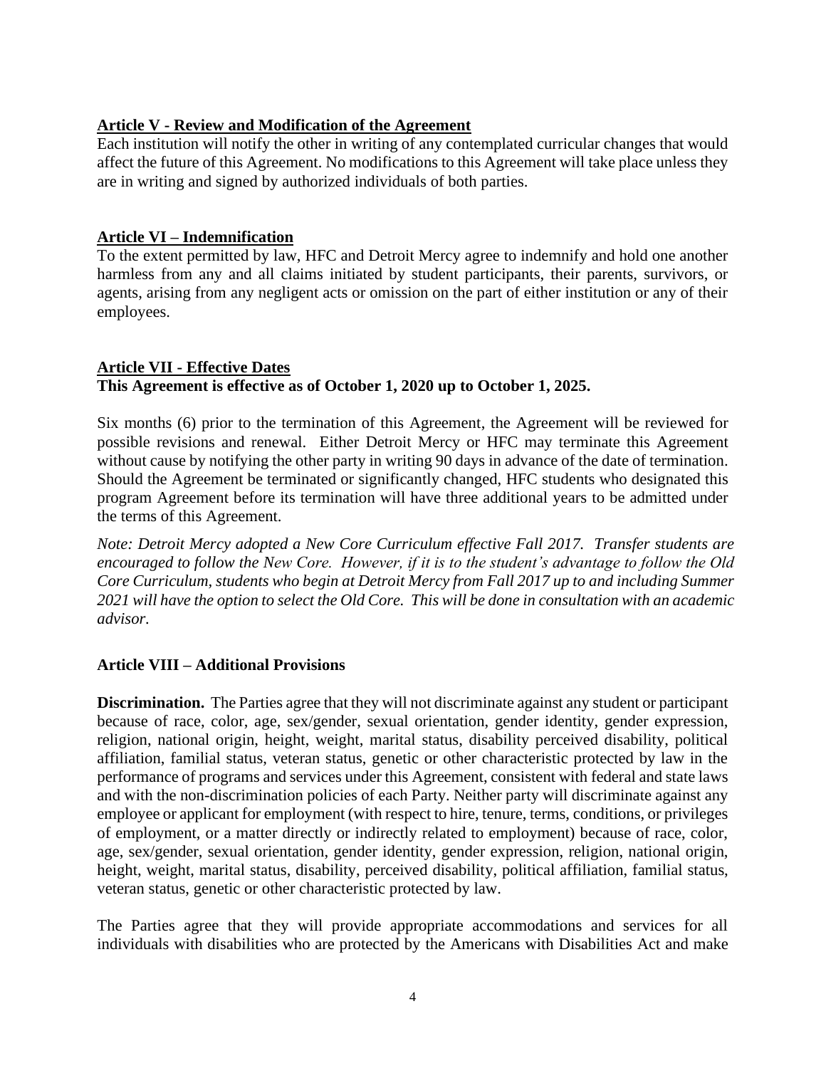## Article V - Review and Modification of the Agreement

Each institution will notify the other in writing of any contemplated curricular changes that would affect the future of this Agreement. No modifications to this Agreement will take place unless they are in writing and signed by authorized individuals of both parties.

## Article VI – Indemnification

To the extent permitted by law, HFC and Detroit Mercy agree to indemnify and hold one another harmless from any and all claims initiated by student participants, their parents, survivors, or agents, arising from any negligent acts or omission on the part of either institution or any of their employees.

## Article VII - Effective Dates

**This Agreement is effective as of October 1, 2020 up to October 1, 2025.**

Six months (6) prior to the termination of this Agreement, the Agreement will be reviewed for possible revisions and renewal. Either Detroit Mercy or HFC may terminate this Agreement without cause by notifying the other party in writing 90 days in advance of the date of termination. Should the Agreement be terminated or significantly changed, HFC students who designated this program Agreement before its termination will have three additional years to be admitted under the terms of this Agreement.

*Note: Detroit Mercy adopted a New Core Curriculum effective Fall 2017. Transfer students are encouraged to follow the New Core. However, if it is to the student's advantage to follow the Old Core Curriculum, students who begin at Detroit Mercy from Fall 2017 up to and including Summer 2021 will have the option to select the Old Core. This will be done in consultation with an academic advisor.*

## Article VIII – Additional Provisions

**Discrimination.** The Parties agree that they will not discriminate against any student or participant because of race, color, age, sex/gender, sexual orientation, gender identity, gender expression, religion, national origin, height, weight, marital status, disability perceived disability, political affiliation, familial status, veteran status, genetic or other characteristic protected by law in the performance of programs and services under this Agreement, consistent with federal and state laws and with the non-discrimination policies of each Party. Neither party will discriminate against any employee or applicant for employment (with respect to hire, tenure, terms, conditions, or privileges of employment, or a matter directly or indirectly related to employment) because of race, color, age, sex/gender, sexual orientation, gender identity, gender expression, religion, national origin, height, weight, marital status, disability, perceived disability, political affiliation, familial status, veteran status, genetic or other characteristic protected by law.

The Parties agree that they will provide appropriate accommodations and services for all individuals with disabilities who are protected by the Americans with Disabilities Act and make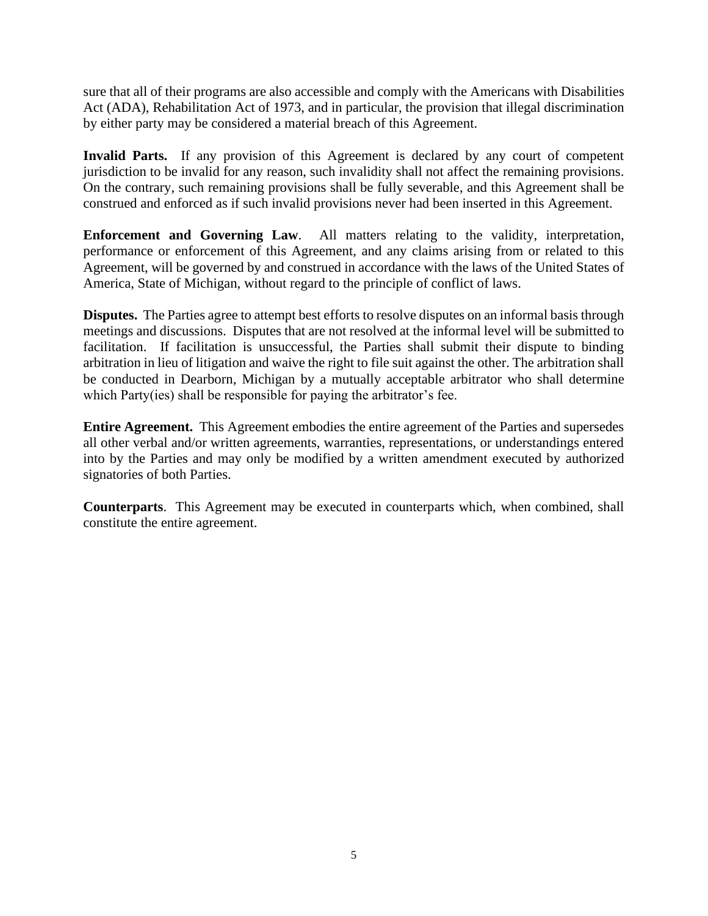sure that all of their programs are also accessible and comply with the Americans with Disabilities Act (ADA), Rehabilitation Act of 1973, and in particular, the provision that illegal discrimination by either party may be considered a material breach of this Agreement.

**Invalid Parts.** If any provision of this Agreement is declared by any court of competent jurisdiction to be invalid for any reason, such invalidity shall not affect the remaining provisions. On the contrary, such remaining provisions shall be fully severable, and this Agreement shall be construed and enforced as if such invalid provisions never had been inserted in this Agreement.

**Enforcement and Governing Law**. All matters relating to the validity, interpretation, performance or enforcement of this Agreement, and any claims arising from or related to this Agreement, will be governed by and construed in accordance with the laws of the United States of America, State of Michigan, without regard to the principle of conflict of laws.

**Disputes.** The Parties agree to attempt best efforts to resolve disputes on an informal basis through meetings and discussions. Disputes that are not resolved at the informal level will be submitted to facilitation. If facilitation is unsuccessful, the Parties shall submit their dispute to binding arbitration in lieu of litigation and waive the right to file suit against the other. The arbitration shall be conducted in Dearborn, Michigan by a mutually acceptable arbitrator who shall determine which Party(ies) shall be responsible for paying the arbitrator's fee.

**Entire Agreement.** This Agreement embodies the entire agreement of the Parties and supersedes all other verbal and/or written agreements, warranties, representations, or understandings entered into by the Parties and may only be modified by a written amendment executed by authorized signatories of both Parties.

**Counterparts**. This Agreement may be executed in counterparts which, when combined, shall constitute the entire agreement.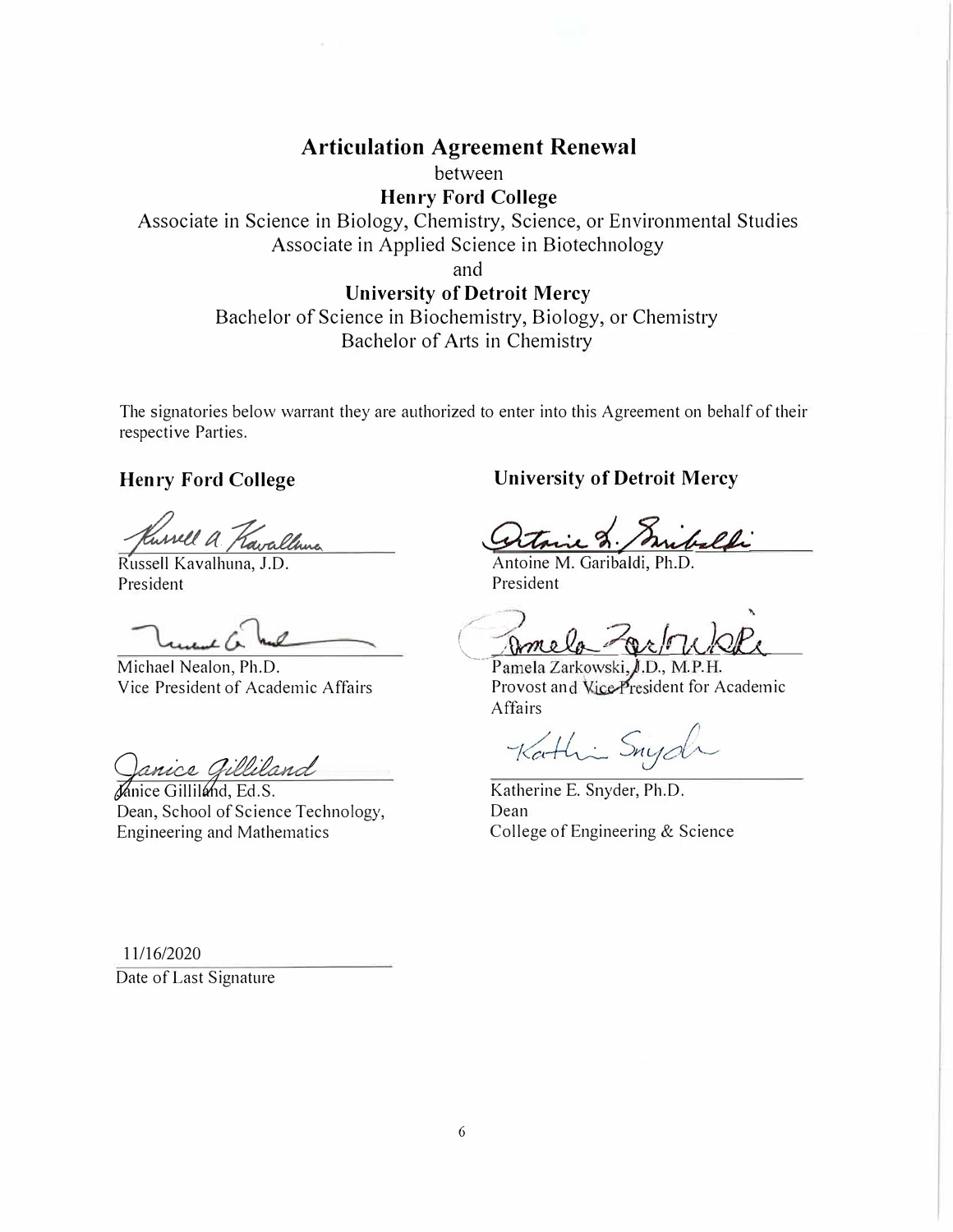# Articulation Agreement Renewal

between

**Henry Ford College**

Associate in Science in Biology, Chemistry, Science, or Environmental Studies
Associate in Applied Science in Biotechnology

and

**University of Detroit Mercy**

Bachelor of Science in Biochemistry, Biology, or Chemistry
Bachelor of Arts in Chemistry

The signatories below warrant they are authorized to enter into this Agreement on behalf of their respective Parties.

**Henry Ford College**

Russell Kavalhuna, J.D.
President

Michael Nealon, Ph.D.
Vice President of Academic Affairs

Janice Gilliland, Ed.S.
Dean, School of Science Technology, Engineering and Mathematics

**University of Detroit Mercy**

Antoine M. Garibaldi, Ph.D.
President

Pamela Zarkowski, J.D., M.P.H.
Provost and Vice President for Academic Affairs

Katherine E. Snyder, Ph.D.
Dean
College of Engineering & Science

11/16/2020
Date of Last Signature